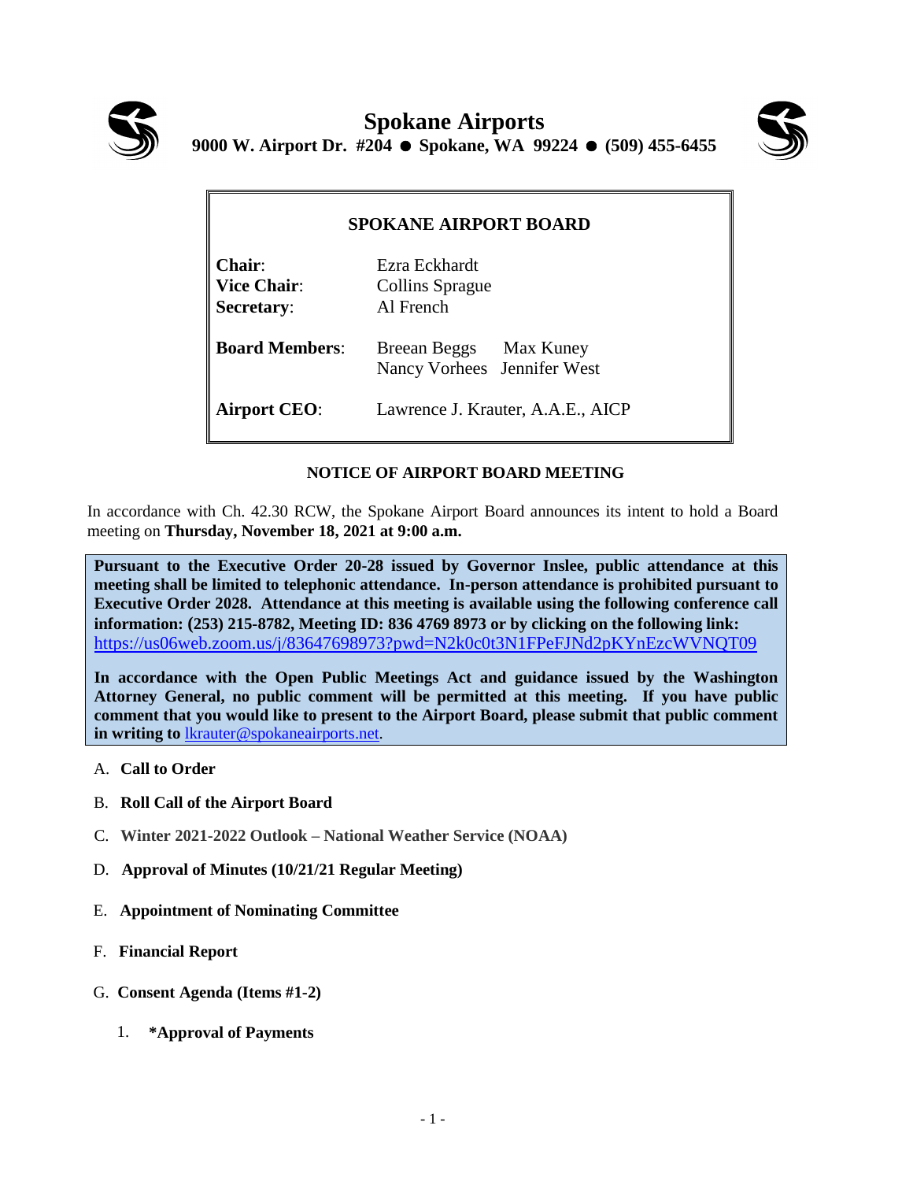# Spokane Airports

**9000 W. Airport Dr. #204 ● Spokane, WA 99224 ● (509) 455-6455**

## SPOKANE AIRPORT BOARD

| | |
|---|---|
| **Chair**: | Ezra Eckhardt |
| **Vice Chair**: | Collins Sprague |
| **Secretary**: | Al French |
| **Board Members**: | Breean Beggs, Max Kuney, Nancy Vorhees, Jennifer West |
| **Airport CEO**: | Lawrence J. Krauter, A.A.E., AICP |

### NOTICE OF AIRPORT BOARD MEETING

In accordance with Ch. 42.30 RCW, the Spokane Airport Board announces its intent to hold a Board meeting on **Thursday, November 18, 2021 at 9:00 a.m.**

**Pursuant to the Executive Order 20-28 issued by Governor Inslee, public attendance at this meeting shall be limited to telephonic attendance. In-person attendance is prohibited pursuant to Executive Order 2028. Attendance at this meeting is available using the following conference call information: (253) 215-8782, Meeting ID: 836 4769 8973 or by clicking on the following link:** https://us06web.zoom.us/j/83647698973?pwd=N2k0c0t3N1FPeFJNd2pKYnEzcWVNQT09

**In accordance with the Open Public Meetings Act and guidance issued by the Washington Attorney General, no public comment will be permitted at this meeting. If you have public comment that you would like to present to the Airport Board, please submit that public comment in writing to** lkrauter@spokaneairports.net.

A. **Call to Order**

B. **Roll Call of the Airport Board**

C. **Winter 2021-2022 Outlook – National Weather Service (NOAA)**

D. **Approval of Minutes (10/21/21 Regular Meeting)**

E. **Appointment of Nominating Committee**

F. **Financial Report**

G. **Consent Agenda (Items #1-2)**

1. **\*Approval of Payments**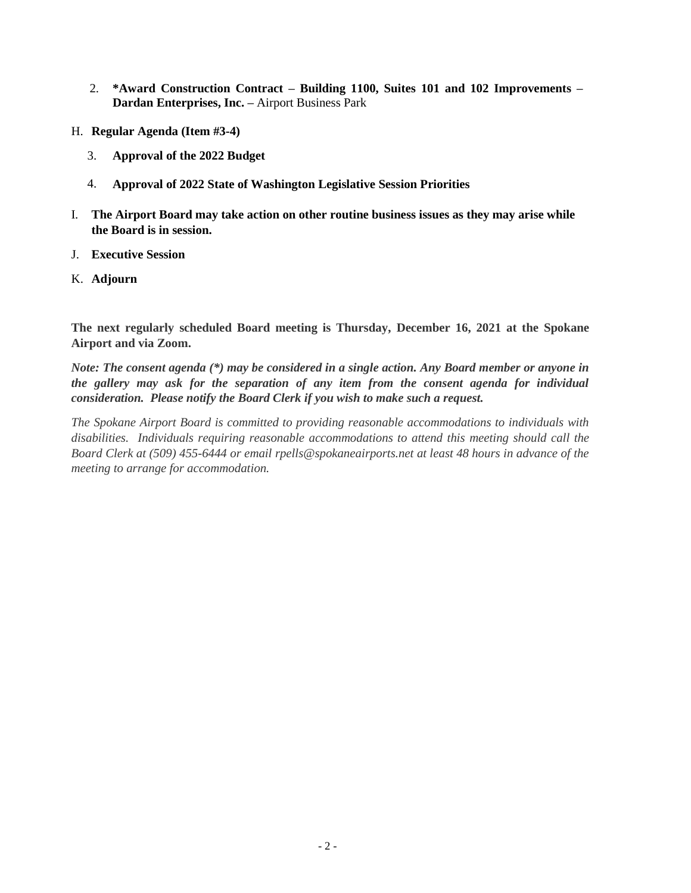2. **\*Award Construction Contract – Building 1100, Suites 101 and 102 Improvements – Dardan Enterprises, Inc. –** Airport Business Park

H. **Regular Agenda (Item #3-4)**

3. **Approval of the 2022 Budget**

4. **Approval of 2022 State of Washington Legislative Session Priorities**

I. **The Airport Board may take action on other routine business issues as they may arise while the Board is in session.**

J. **Executive Session**

K. **Adjourn**

**The next regularly scheduled Board meeting is Thursday, December 16, 2021 at the Spokane Airport and via Zoom.**

***Note: The consent agenda (*) may be considered in a single action. Any Board member or anyone in the gallery may ask for the separation of any item from the consent agenda for individual consideration. Please notify the Board Clerk if you wish to make such a request.***

*The Spokane Airport Board is committed to providing reasonable accommodations to individuals with disabilities. Individuals requiring reasonable accommodations to attend this meeting should call the Board Clerk at (509) 455-6444 or email rpells@spokaneairports.net at least 48 hours in advance of the meeting to arrange for accommodation.*